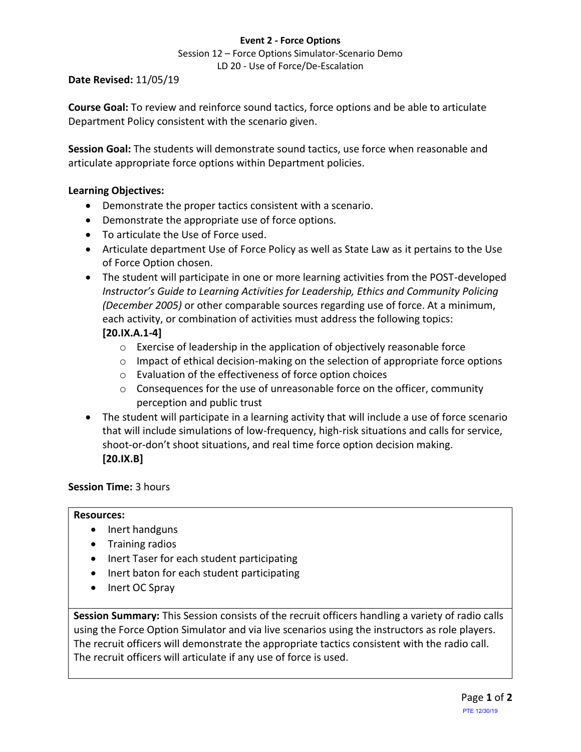**Event 2 - Force Options**

Session 12 – Force Options Simulator-Scenario Demo

LD 20 - Use of Force/De-Escalation

**Date Revised:** 11/05/19

**Course Goal:** To review and reinforce sound tactics, force options and be able to articulate Department Policy consistent with the scenario given.

**Session Goal:** The students will demonstrate sound tactics, use force when reasonable and articulate appropriate force options within Department policies.

**Learning Objectives:**

- Demonstrate the proper tactics consistent with a scenario.
- Demonstrate the appropriate use of force options.
- To articulate the Use of Force used.
- Articulate department Use of Force Policy as well as State Law as it pertains to the Use of Force Option chosen.
- The student will participate in one or more learning activities from the POST-developed *Instructor's Guide to Learning Activities for Leadership, Ethics and Community Policing (December 2005)* or other comparable sources regarding use of force. At a minimum, each activity, or combination of activities must address the following topics: **[20.IX.A.1-4]**
    - Exercise of leadership in the application of objectively reasonable force
    - Impact of ethical decision-making on the selection of appropriate force options
    - Evaluation of the effectiveness of force option choices
    - Consequences for the use of unreasonable force on the officer, community perception and public trust
- The student will participate in a learning activity that will include a use of force scenario that will include simulations of low-frequency, high-risk situations and calls for service, shoot-or-don't shoot situations, and real time force option decision making. **[20.IX.B]**

**Session Time:** 3 hours

**Resources:**

- Inert handguns
- Training radios
- Inert Taser for each student participating
- Inert baton for each student participating
- Inert OC Spray

**Session Summary:** This Session consists of the recruit officers handling a variety of radio calls using the Force Option Simulator and via live scenarios using the instructors as role players. The recruit officers will demonstrate the appropriate tactics consistent with the radio call. The recruit officers will articulate if any use of force is used.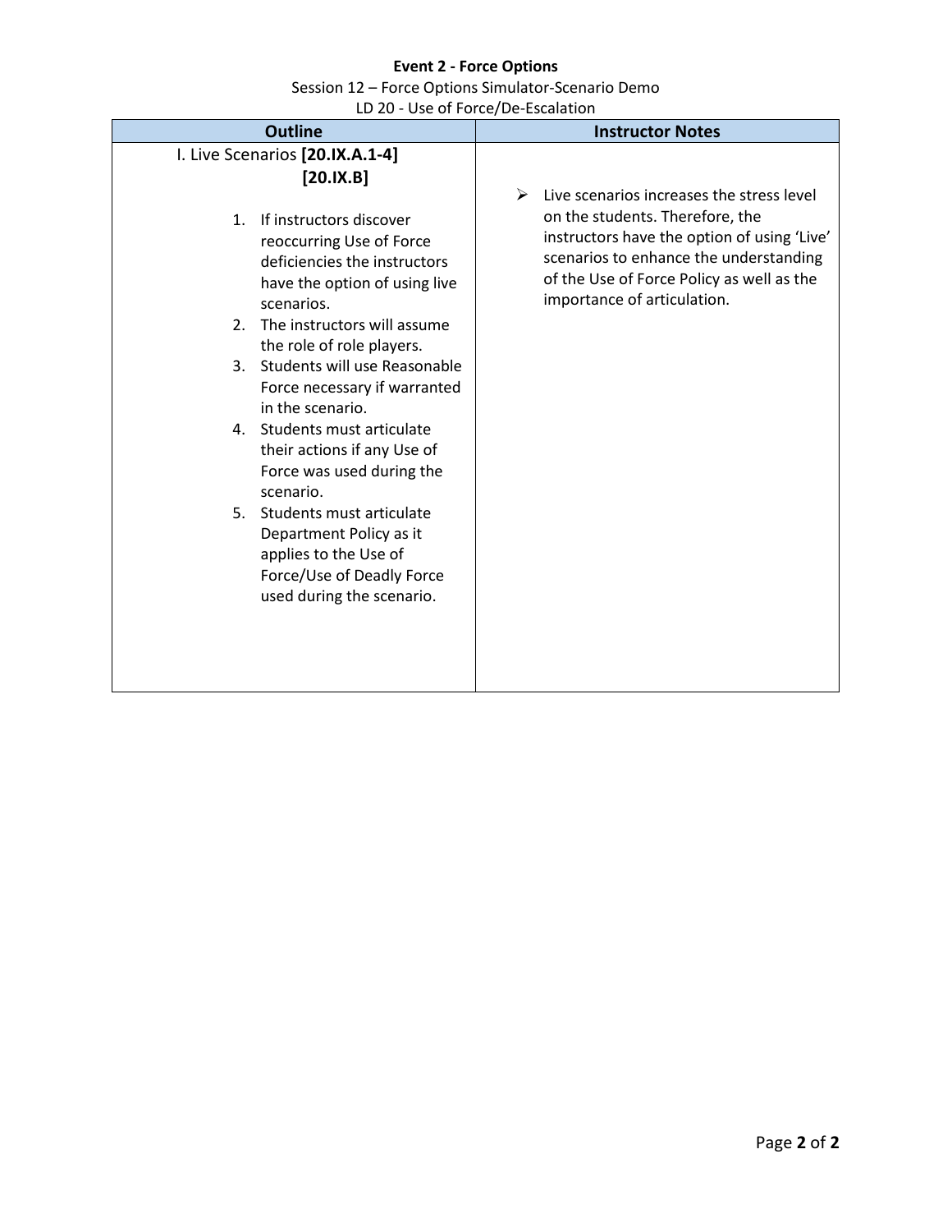**Event 2 - Force Options**

Session 12 – Force Options Simulator-Scenario Demo

LD 20 - Use of Force/De-Escalation

| Outline | Instructor Notes |
| --- | --- |
| I. Live Scenarios **[20.IX.A.1-4]** **[20.IX.B]**<br><br>1. If instructors discover reoccurring Use of Force deficiencies the instructors have the option of using live scenarios.<br>2. The instructors will assume the role of role players.<br>3. Students will use Reasonable Force necessary if warranted in the scenario.<br>4. Students must articulate their actions if any Use of Force was used during the scenario.<br>5. Students must articulate Department Policy as it applies to the Use of Force/Use of Deadly Force used during the scenario. | ➢ Live scenarios increases the stress level on the students. Therefore, the instructors have the option of using 'Live' scenarios to enhance the understanding of the Use of Force Policy as well as the importance of articulation. |